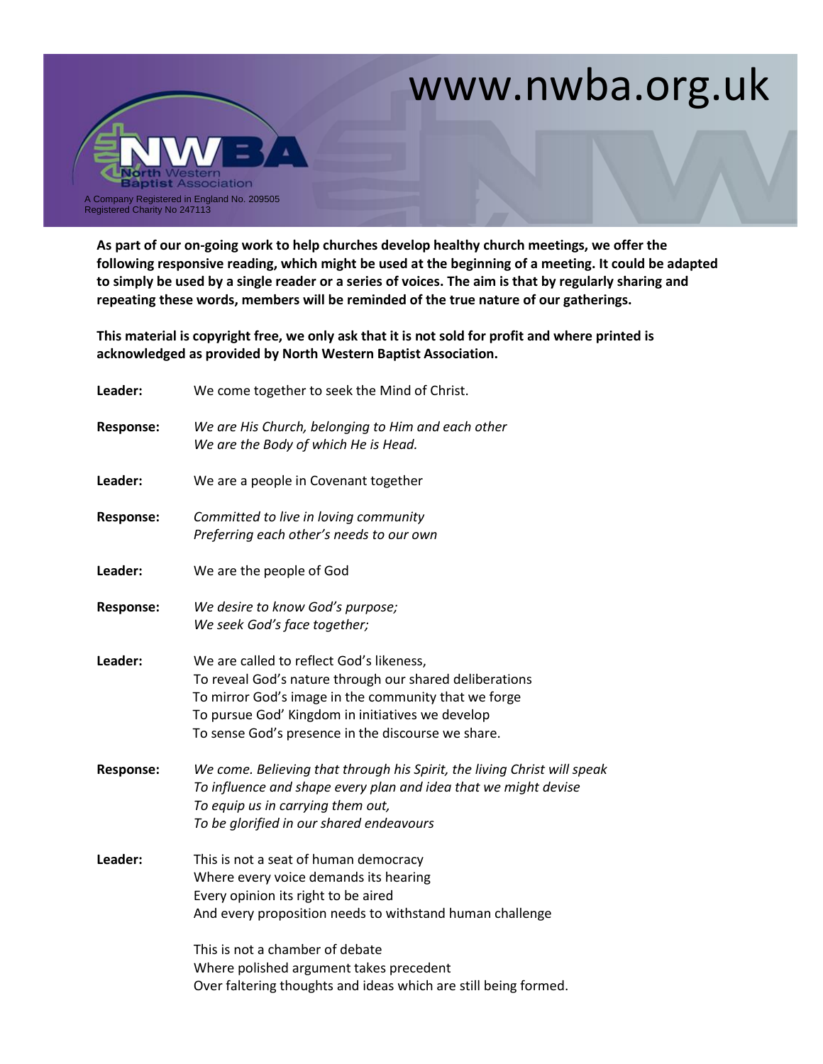www.nwba.org.uk

NWBA North Western Baptist Association

A Company Registered in England No. 209505
Registered Charity No 247113

**As part of our on-going work to help churches develop healthy church meetings, we offer the following responsive reading, which might be used at the beginning of a meeting. It could be adapted to simply be used by a single reader or a series of voices. The aim is that by regularly sharing and repeating these words, members will be reminded of the true nature of our gatherings.**

**This material is copyright free, we only ask that it is not sold for profit and where printed is acknowledged as provided by North Western Baptist Association.**

**Leader:** We come together to seek the Mind of Christ.

**Response:** *We are His Church, belonging to Him and each other*
*We are the Body of which He is Head.*

**Leader:** We are a people in Covenant together

**Response:** *Committed to live in loving community*
*Preferring each other's needs to our own*

**Leader:** We are the people of God

**Response:** *We desire to know God's purpose;*
*We seek God's face together;*

**Leader:** We are called to reflect God's likeness,
To reveal God's nature through our shared deliberations
To mirror God's image in the community that we forge
To pursue God' Kingdom in initiatives we develop
To sense God's presence in the discourse we share.

**Response:** *We come. Believing that through his Spirit, the living Christ will speak*
*To influence and shape every plan and idea that we might devise*
*To equip us in carrying them out,*
*To be glorified in our shared endeavours*

**Leader:** This is not a seat of human democracy
Where every voice demands its hearing
Every opinion its right to be aired
And every proposition needs to withstand human challenge

This is not a chamber of debate
Where polished argument takes precedent
Over faltering thoughts and ideas which are still being formed.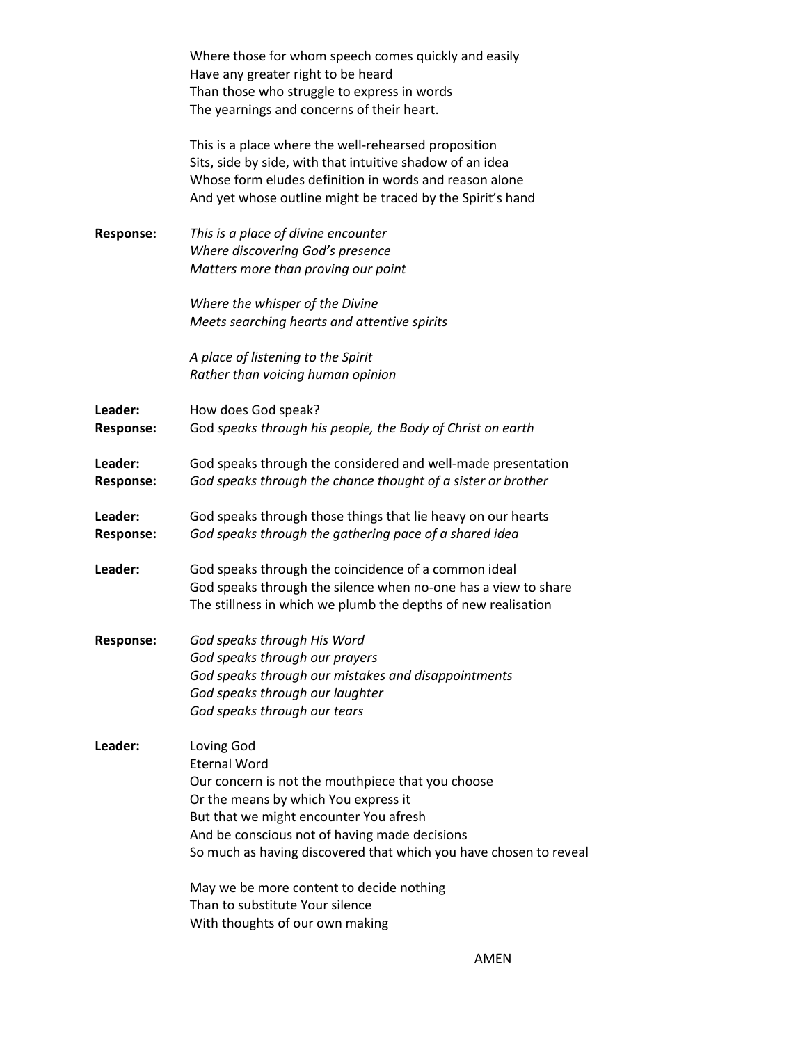Where those for whom speech comes quickly and easily  
Have any greater right to be heard  
Than those who struggle to express in words  
The yearnings and concerns of their heart.

This is a place where the well-rehearsed proposition  
Sits, side by side, with that intuitive shadow of an idea  
Whose form eludes definition in words and reason alone  
And yet whose outline might be traced by the Spirit's hand

**Response:** *This is a place of divine encounter*  
*Where discovering God's presence*  
*Matters more than proving our point*

*Where the whisper of the Divine*  
*Meets searching hearts and attentive spirits*

*A place of listening to the Spirit*  
*Rather than voicing human opinion*

**Leader:** How does God speak?  
**Response:** God *speaks through his people, the Body of Christ on earth*

**Leader:** God speaks through the considered and well-made presentation  
**Response:** *God speaks through the chance thought of a sister or brother*

**Leader:** God speaks through those things that lie heavy on our hearts  
**Response:** *God speaks through the gathering pace of a shared idea*

**Leader:** God speaks through the coincidence of a common ideal  
God speaks through the silence when no-one has a view to share  
The stillness in which we plumb the depths of new realisation

**Response:** *God speaks through His Word*  
*God speaks through our prayers*  
*God speaks through our mistakes and disappointments*  
*God speaks through our laughter*  
*God speaks through our tears*

**Leader:** Loving God  
Eternal Word  
Our concern is not the mouthpiece that you choose  
Or the means by which You express it  
But that we might encounter You afresh  
And be conscious not of having made decisions  
So much as having discovered that which you have chosen to reveal

May we be more content to decide nothing  
Than to substitute Your silence  
With thoughts of our own making

AMEN